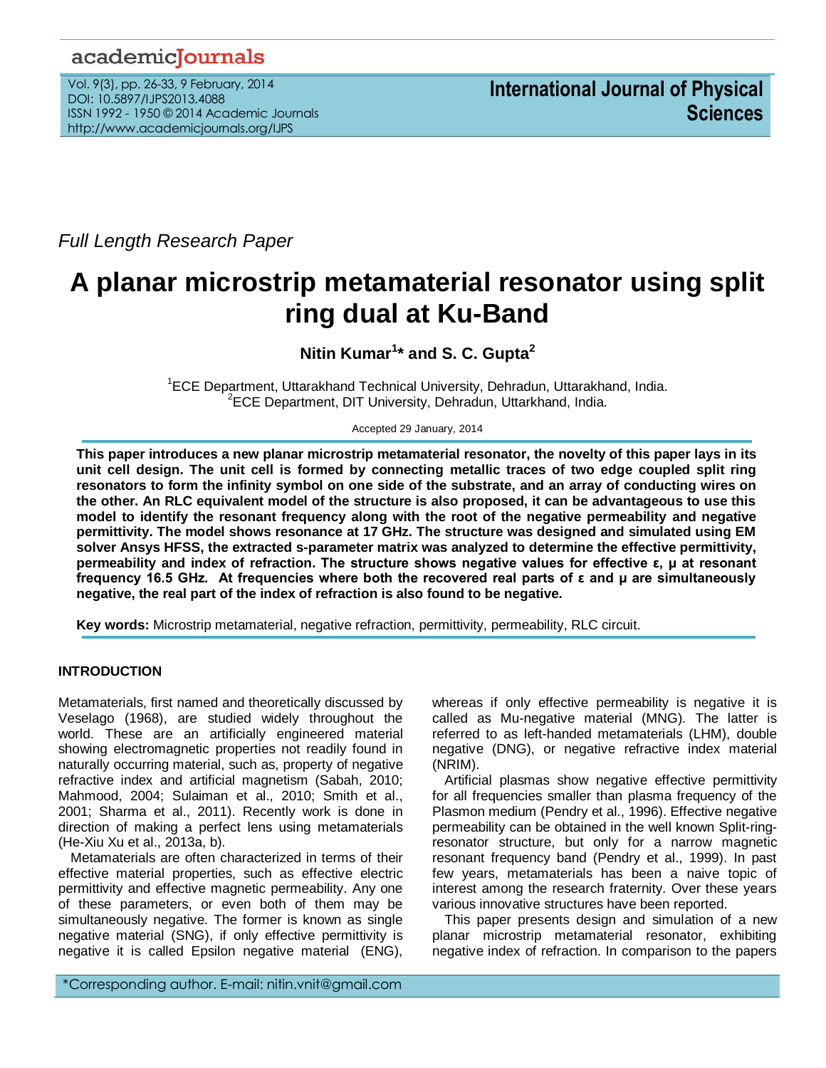Full Length Research Paper

# A planar microstrip metamaterial resonator using split ring dual at Ku-Band

**Nitin Kumar[1]* and S. C. Gupta[2]**

[1]ECE Department, Uttarakhand Technical University, Dehradun, Uttarakhand, India.
[2]ECE Department, DIT University, Dehradun, Uttarkhand, India.

Accepted 29 January, 2014

**This paper introduces a new planar microstrip metamaterial resonator, the novelty of this paper lays in its unit cell design. The unit cell is formed by connecting metallic traces of two edge coupled split ring resonators to form the infinity symbol on one side of the substrate, and an array of conducting wires on the other. An RLC equivalent model of the structure is also proposed, it can be advantageous to use this model to identify the resonant frequency along with the root of the negative permeability and negative permittivity. The model shows resonance at 17 GHz. The structure was designed and simulated using EM solver Ansys HFSS, the extracted s-parameter matrix was analyzed to determine the effective permittivity, permeability and index of refraction. The structure shows negative values for effective ε, μ at resonant frequency 16.5 GHz. At frequencies where both the recovered real parts of ε and μ are simultaneously negative, the real part of the index of refraction is also found to be negative.**

**Key words:** Microstrip metamaterial, negative refraction, permittivity, permeability, RLC circuit.

## INTRODUCTION

Metamaterials, first named and theoretically discussed by Veselago (1968), are studied widely throughout the world. These are an artificially engineered material showing electromagnetic properties not readily found in naturally occurring material, such as, property of negative refractive index and artificial magnetism (Sabah, 2010; Mahmood, 2004; Sulaiman et al., 2010; Smith et al., 2001; Sharma et al., 2011). Recently work is done in direction of making a perfect lens using metamaterials (He-Xiu Xu et al., 2013a, b).

Metamaterials are often characterized in terms of their effective material properties, such as effective electric permittivity and effective magnetic permeability. Any one of these parameters, or even both of them may be simultaneously negative. The former is known as single negative material (SNG), if only effective permittivity is negative it is called Epsilon negative material (ENG), whereas if only effective permeability is negative it is called as Mu-negative material (MNG). The latter is referred to as left-handed metamaterials (LHM), double negative (DNG), or negative refractive index material (NRIM).

Artificial plasmas show negative effective permittivity for all frequencies smaller than plasma frequency of the Plasmon medium (Pendry et al., 1996). Effective negative permeability can be obtained in the well known Split-ring-resonator structure, but only for a narrow magnetic resonant frequency band (Pendry et al., 1999). In past few years, metamaterials has been a naive topic of interest among the research fraternity. Over these years various innovative structures have been reported.

This paper presents design and simulation of a new planar microstrip metamaterial resonator, exhibiting negative index of refraction. In comparison to the papers

*Corresponding author. E-mail: nitin.vnit@gmail.com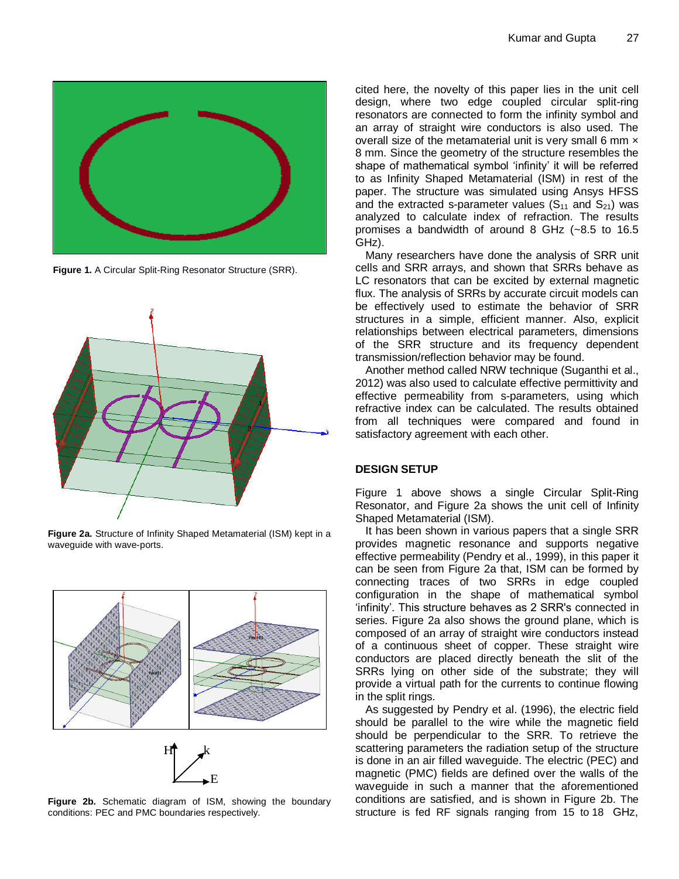Figure 1. A Circular Split-Ring Resonator Structure (SRR).

Figure 2a. Structure of Infinity Shaped Metamaterial (ISM) kept in a waveguide with wave-ports.

Figure 2b. Schematic diagram of ISM, showing the boundary conditions: PEC and PMC boundaries respectively.

cited here, the novelty of this paper lies in the unit cell design, where two edge coupled circular split-ring resonators are connected to form the infinity symbol and an array of straight wire conductors is also used. The overall size of the metamaterial unit is very small 6 mm × 8 mm. Since the geometry of the structure resembles the shape of mathematical symbol 'infinity' it will be referred to as Infinity Shaped Metamaterial (ISM) in rest of the paper. The structure was simulated using Ansys HFSS and the extracted s-parameter values ($S_{11}$ and $S_{21}$) was analyzed to calculate index of refraction. The results promises a bandwidth of around 8 GHz (~8.5 to 16.5 GHz).

Many researchers have done the analysis of SRR unit cells and SRR arrays, and shown that SRRs behave as LC resonators that can be excited by external magnetic flux. The analysis of SRRs by accurate circuit models can be effectively used to estimate the behavior of SRR structures in a simple, efficient manner. Also, explicit relationships between electrical parameters, dimensions of the SRR structure and its frequency dependent transmission/reflection behavior may be found.

Another method called NRW technique (Suganthi et al., 2012) was also used to calculate effective permittivity and effective permeability from s-parameters, using which refractive index can be calculated. The results obtained from all techniques were compared and found in satisfactory agreement with each other.

## DESIGN SETUP

Figure 1 above shows a single Circular Split-Ring Resonator, and Figure 2a shows the unit cell of Infinity Shaped Metamaterial (ISM).

It has been shown in various papers that a single SRR provides magnetic resonance and supports negative effective permeability (Pendry et al., 1999), in this paper it can be seen from Figure 2a that, ISM can be formed by connecting traces of two SRRs in edge coupled configuration in the shape of mathematical symbol 'infinity'. This structure behaves as 2 SRR's connected in series. Figure 2a also shows the ground plane, which is composed of an array of straight wire conductors instead of a continuous sheet of copper. These straight wire conductors are placed directly beneath the slit of the SRRs lying on other side of the substrate; they will provide a virtual path for the currents to continue flowing in the split rings.

As suggested by Pendry et al. (1996), the electric field should be parallel to the wire while the magnetic field should be perpendicular to the SRR. To retrieve the scattering parameters the radiation setup of the structure is done in an air filled waveguide. The electric (PEC) and magnetic (PMC) fields are defined over the walls of the waveguide in such a manner that the aforementioned conditions are satisfied, and is shown in Figure 2b. The structure is fed RF signals ranging from 15 to 18 GHz,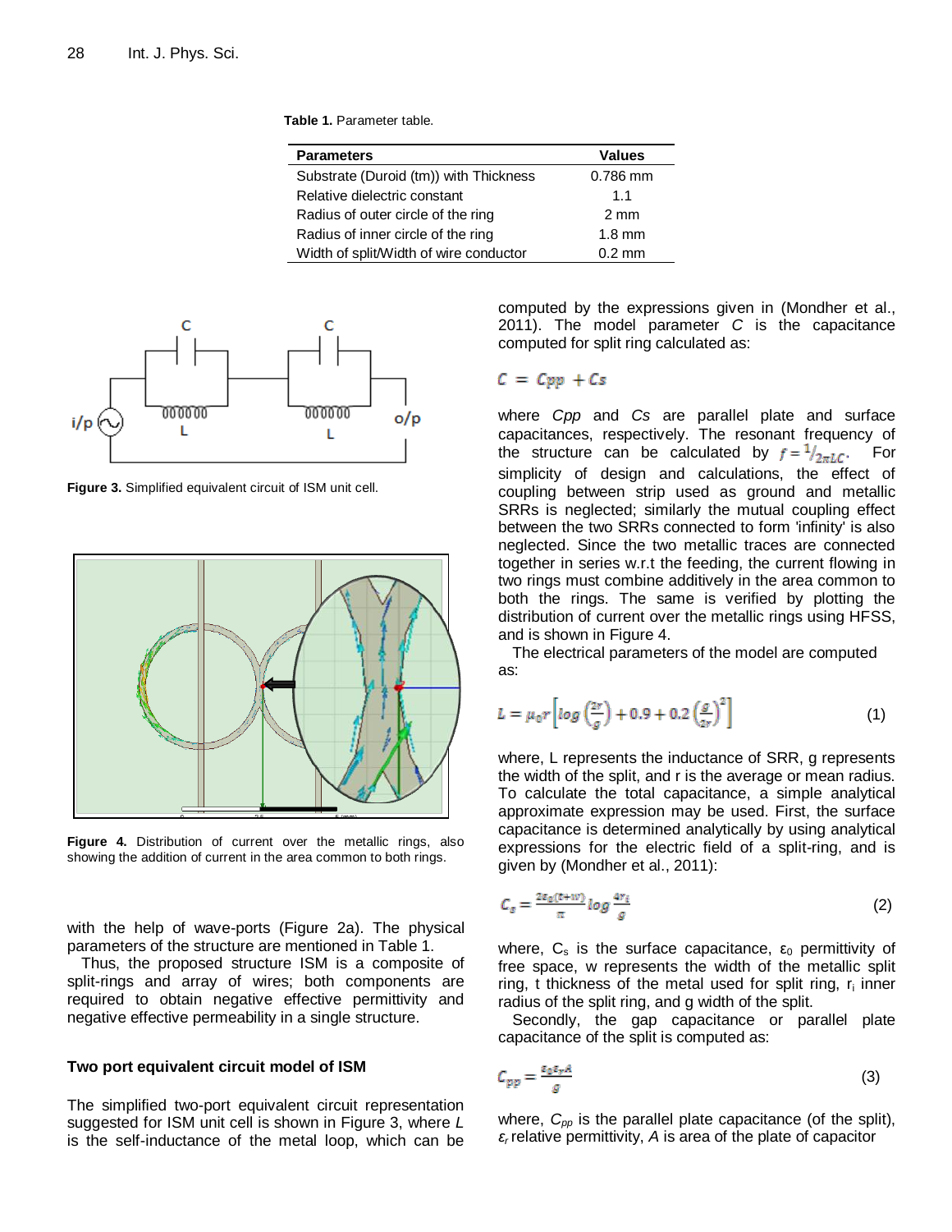**Table 1.** Parameter table.

| Parameters | Values |
|---|---|
| Substrate (Duroid (tm)) with Thickness | 0.786 mm |
| Relative dielectric constant | 1.1 |
| Radius of outer circle of the ring | 2 mm |
| Radius of inner circle of the ring | 1.8 mm |
| Width of split/Width of wire conductor | 0.2 mm |

**Figure 3.** Simplified equivalent circuit of ISM unit cell.

**Figure 4.** Distribution of current over the metallic rings, also showing the addition of current in the area common to both rings.

with the help of wave-ports (Figure 2a). The physical parameters of the structure are mentioned in Table 1.

Thus, the proposed structure ISM is a composite of split-rings and array of wires; both components are required to obtain negative effective permittivity and negative effective permeability in a single structure.

## Two port equivalent circuit model of ISM

The simplified two-port equivalent circuit representation suggested for ISM unit cell is shown in Figure 3, where *L* is the self-inductance of the metal loop, which can be computed by the expressions given in (Mondher et al., 2011). The model parameter *C* is the capacitance computed for split ring calculated as:

$$C = C_{pp} + C_s$$

where *Cpp* and *Cs* are parallel plate and surface capacitances, respectively. The resonant frequency of the structure can be calculated by $f = 1/_{2\pi LC}$. For simplicity of design and calculations, the effect of coupling between strip used as ground and metallic SRRs is neglected; similarly the mutual coupling effect between the two SRRs connected to form 'infinity' is also neglected. Since the two metallic traces are connected together in series w.r.t the feeding, the current flowing in two rings must combine additively in the area common to both the rings. The same is verified by plotting the distribution of current over the metallic rings using HFSS, and is shown in Figure 4.

The electrical parameters of the model are computed as:

$$L = \mu_0 r\left[\log\left(\frac{2r}{g}\right) + 0.9 + 0.2\left(\frac{g}{2r}\right)^2\right] \quad (1)$$

where, L represents the inductance of SRR, g represents the width of the split, and r is the average or mean radius. To calculate the total capacitance, a simple analytical approximate expression may be used. First, the surface capacitance is determined analytically by using analytical expressions for the electric field of a split-ring, and is given by (Mondher et al., 2011):

$$C_s = \frac{2\varepsilon_0(t+w)}{\pi}\log\frac{4r_i}{g} \quad (2)$$

where, $C_s$ is the surface capacitance, $\varepsilon_0$ permittivity of free space, w represents the width of the metallic split ring, t thickness of the metal used for split ring, $r_i$ inner radius of the split ring, and g width of the split.

Secondly, the gap capacitance or parallel plate capacitance of the split is computed as:

$$C_{pp} = \frac{\varepsilon_0\varepsilon_r A}{g} \quad (3)$$

where, $C_{pp}$ is the parallel plate capacitance (of the split), $\varepsilon_r$ relative permittivity, *A* is area of the plate of capacitor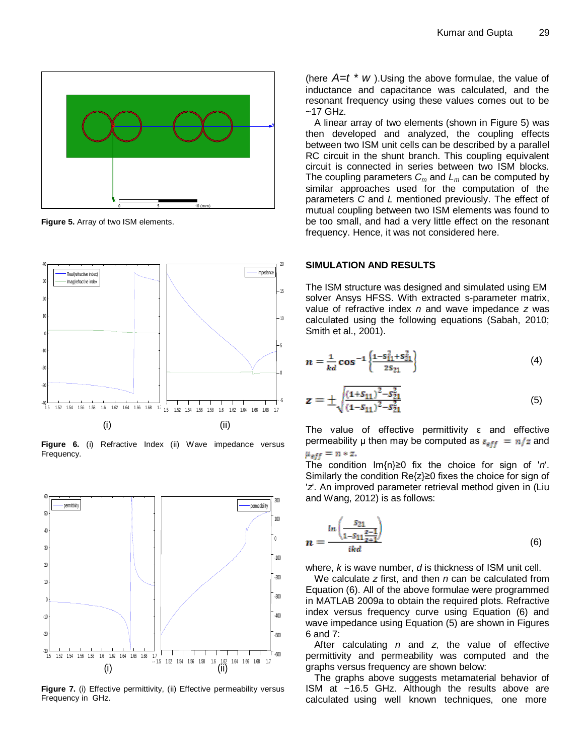Figure 5. Array of two ISM elements.

Figure 6. (i) Refractive Index (ii) Wave impedance versus Frequency.

Figure 7. (i) Effective permittivity, (ii) Effective permeability versus Frequency in GHz.

(here $A=t * w$ ).Using the above formulae, the value of inductance and capacitance was calculated, and the resonant frequency using these values comes out to be ~17 GHz.

A linear array of two elements (shown in Figure 5) was then developed and analyzed, the coupling effects between two ISM unit cells can be described by a parallel RC circuit in the shunt branch. This coupling equivalent circuit is connected in series between two ISM blocks. The coupling parameters $C_m$ and $L_m$ can be computed by similar approaches used for the computation of the parameters $C$ and $L$ mentioned previously. The effect of mutual coupling between two ISM elements was found to be too small, and had a very little effect on the resonant frequency. Hence, it was not considered here.

## SIMULATION AND RESULTS

The ISM structure was designed and simulated using EM solver Ansys HFSS. With extracted s-parameter matrix, value of refractive index *n* and wave impedance *z* was calculated using the following equations (Sabah, 2010; Smith et al., 2001).

$$n = \frac{1}{kd}\cos^{-1}\left\{\frac{1-S_{11}^2+S_{21}^2}{2S_{21}}\right\} \tag{4}$$

$$z = \pm\sqrt{\frac{(1+S_{11})^2-S_{21}^2}{(1-S_{11})^2-S_{21}^2}} \tag{5}$$

The value of effective permittivity ε and effective permeability μ then may be computed as $\varepsilon_{eff} = n/z$ and $\mu_{eff} = n * z$.

The condition Im{n}≥0 fix the choice for sign of '*n*'. Similarly the condition Re{z}≥0 fixes the choice for sign of '*z*'. An improved parameter retrieval method given in (Liu and Wang, 2012) is as follows:

$$n = \frac{\ln\left(\frac{S_{21}}{1-S_{11}\frac{z-1}{z+1}}\right)}{ikd} \tag{6}$$

where, *k* is wave number, *d* is thickness of ISM unit cell.

We calculate *z* first, and then *n* can be calculated from Equation (6). All of the above formulae were programmed in MATLAB 2009a to obtain the required plots. Refractive index versus frequency curve using Equation (6) and wave impedance using Equation (5) are shown in Figures 6 and 7:

After calculating *n* and *z*, the value of effective permittivity and permeability was computed and the graphs versus frequency are shown below:

The graphs above suggests metamaterial behavior of ISM at ~16.5 GHz. Although the results above are calculated using well known techniques, one more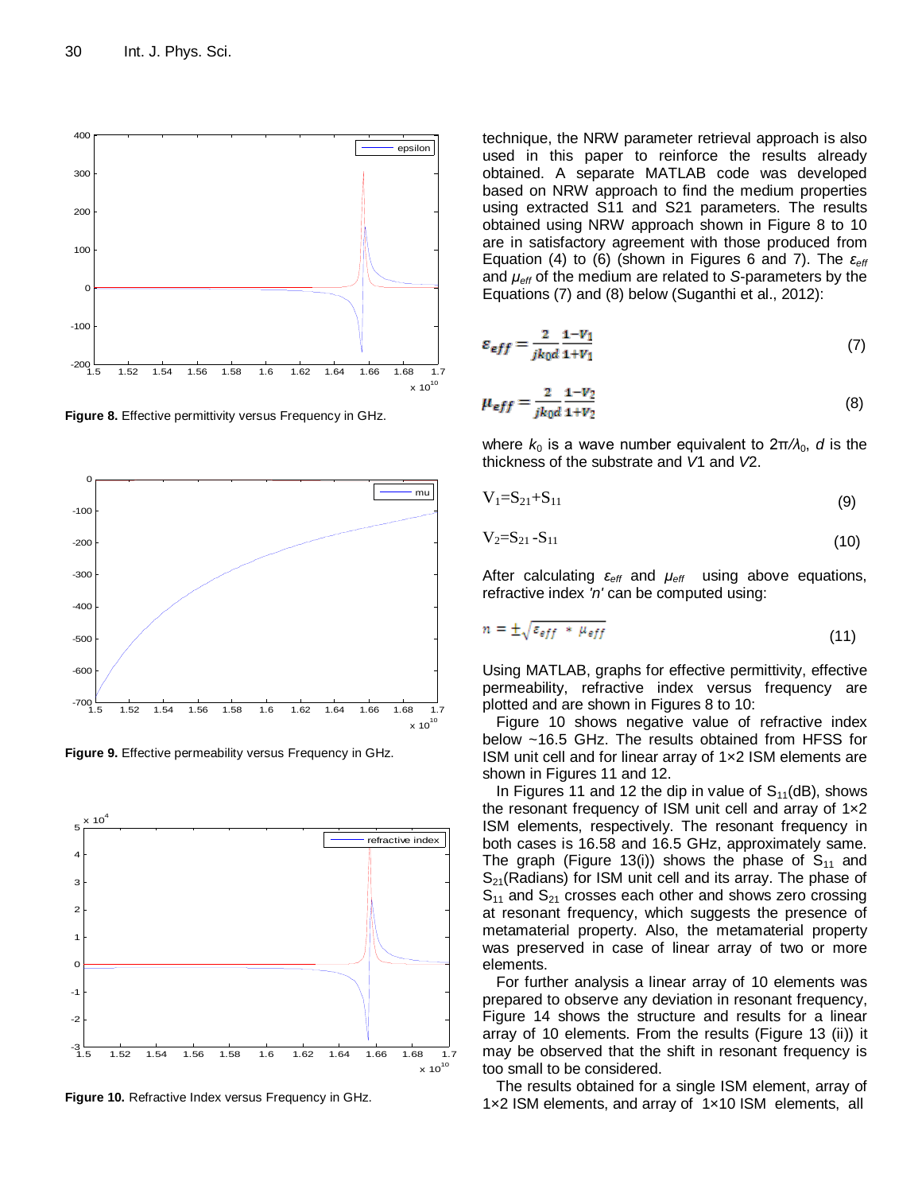technique, the NRW parameter retrieval approach is also used in this paper to reinforce the results already obtained. A separate MATLAB code was developed based on NRW approach to find the medium properties using extracted S11 and S21 parameters. The results obtained using NRW approach shown in Figure 8 to 10 are in satisfactory agreement with those produced from Equation (4) to (6) (shown in Figures 6 and 7). The $\varepsilon_{eff}$ and $\mu_{eff}$ of the medium are related to *S*-parameters by the Equations (7) and (8) below (Suganthi et al., 2012):

$$\varepsilon_{eff} = \frac{2}{jk_0 d}\frac{1-V_1}{1+V_1} \tag{7}$$

$$\mu_{eff} = \frac{2}{jk_0 d}\frac{1-V_2}{1+V_2} \tag{8}$$

where $k_0$ is a wave number equivalent to $2\pi/\lambda_0$, *d* is the thickness of the substrate and *V*1 and *V*2.

$$V_1 = S_{21} + S_{11} \tag{9}$$

$$V_2 = S_{21} - S_{11} \tag{10}$$

After calculating $\varepsilon_{eff}$ and $\mu_{eff}$ using above equations, refractive index *'n'* can be computed using:

$$n = \pm\sqrt{\varepsilon_{eff} * \mu_{eff}} \tag{11}$$

Using MATLAB, graphs for effective permittivity, effective permeability, refractive index versus frequency are plotted and are shown in Figures 8 to 10:

Figure 10 shows negative value of refractive index below ~16.5 GHz. The results obtained from HFSS for ISM unit cell and for linear array of 1×2 ISM elements are shown in Figures 11 and 12.

In Figures 11 and 12 the dip in value of $S_{11}$(dB), shows the resonant frequency of ISM unit cell and array of 1×2 ISM elements, respectively. The resonant frequency in both cases is 16.58 and 16.5 GHz, approximately same. The graph (Figure 13(i)) shows the phase of $S_{11}$ and $S_{21}$(Radians) for ISM unit cell and its array. The phase of $S_{11}$ and $S_{21}$ crosses each other and shows zero crossing at resonant frequency, which suggests the presence of metamaterial property. Also, the metamaterial property was preserved in case of linear array of two or more elements.

For further analysis a linear array of 10 elements was prepared to observe any deviation in resonant frequency, Figure 14 shows the structure and results for a linear array of 10 elements. From the results (Figure 13 (ii)) it may be observed that the shift in resonant frequency is too small to be considered.

The results obtained for a single ISM element, array of 1×2 ISM elements, and array of 1×10 ISM elements, all

**Figure 8.** Effective permittivity versus Frequency in GHz.

**Figure 9.** Effective permeability versus Frequency in GHz.

**Figure 10.** Refractive Index versus Frequency in GHz.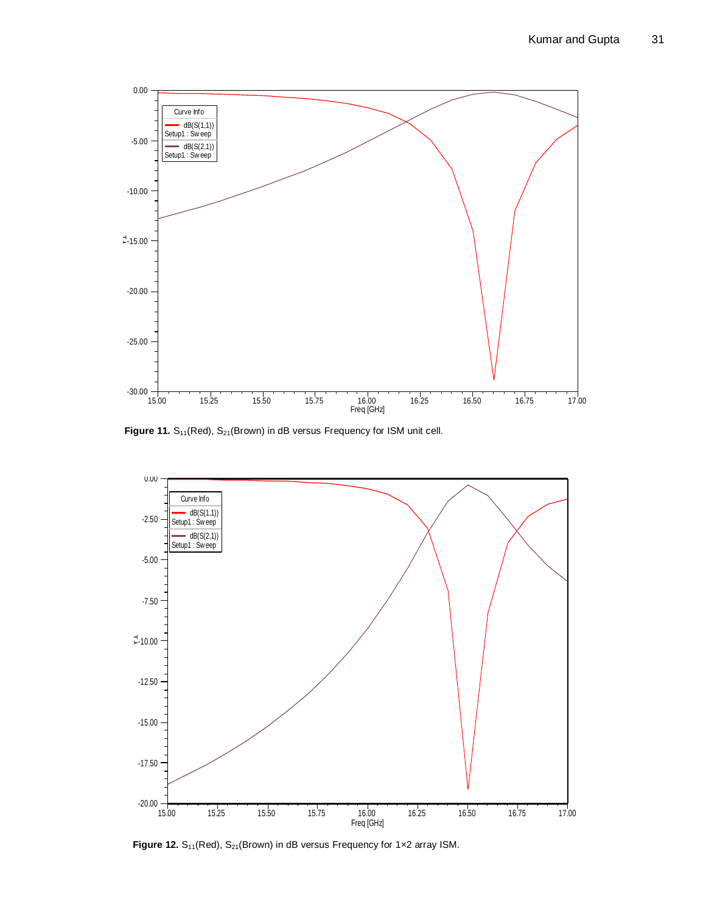**Figure 11.** $S_{11}$(Red), $S_{21}$(Brown) in dB versus Frequency for ISM unit cell.

**Figure 12.** $S_{11}$(Red), $S_{21}$(Brown) in dB versus Frequency for 1×2 array ISM.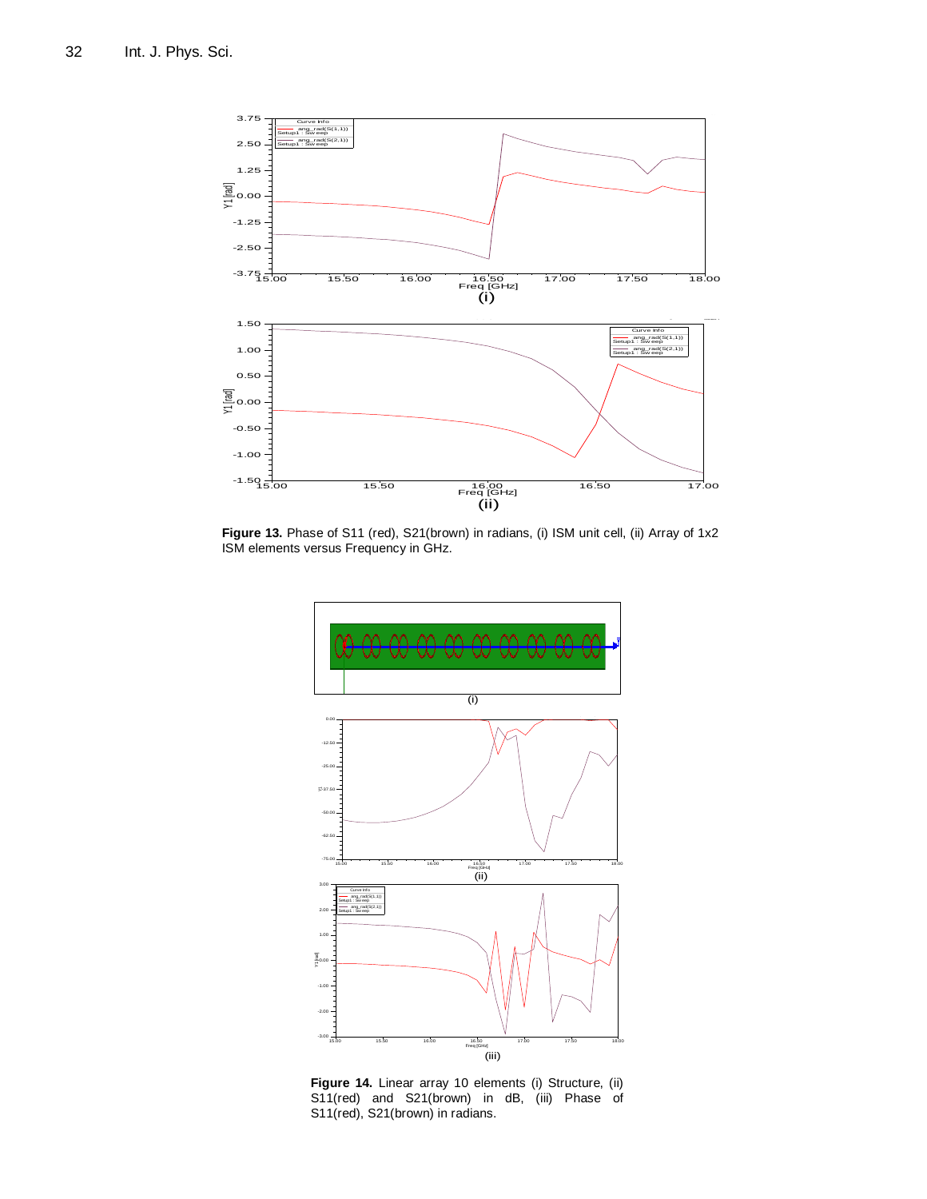**Figure 13.** Phase of S11 (red), S21(brown) in radians, (i) ISM unit cell, (ii) Array of 1x2 ISM elements versus Frequency in GHz.

**Figure 14.** Linear array 10 elements (i) Structure, (ii) S11(red) and S21(brown) in dB, (iii) Phase of S11(red), S21(brown) in radians.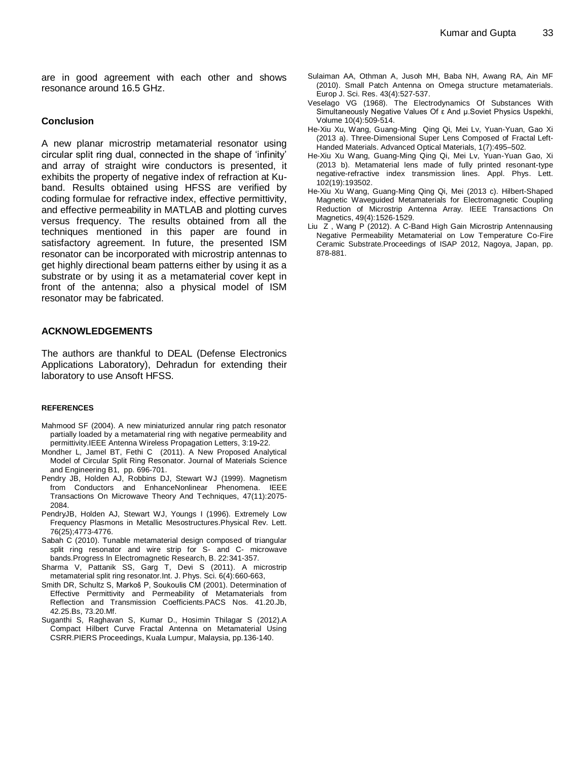are in good agreement with each other and shows resonance around 16.5 GHz.

## Conclusion

A new planar microstrip metamaterial resonator using circular split ring dual, connected in the shape of 'infinity' and array of straight wire conductors is presented, it exhibits the property of negative index of refraction at Ku-band. Results obtained using HFSS are verified by coding formulae for refractive index, effective permittivity, and effective permeability in MATLAB and plotting curves versus frequency. The results obtained from all the techniques mentioned in this paper are found in satisfactory agreement. In future, the presented ISM resonator can be incorporated with microstrip antennas to get highly directional beam patterns either by using it as a substrate or by using it as a metamaterial cover kept in front of the antenna; also a physical model of ISM resonator may be fabricated.

## ACKNOWLEDGEMENTS

The authors are thankful to DEAL (Defense Electronics Applications Laboratory), Dehradun for extending their laboratory to use Ansoft HFSS.

## REFERENCES

Mahmood SF (2004). A new miniaturized annular ring patch resonator partially loaded by a metamaterial ring with negative permeability and permittivity.IEEE Antenna Wireless Propagation Letters, 3:19-22.

Mondher L, Jamel BT, Fethi C (2011). A New Proposed Analytical Model of Circular Split Ring Resonator. Journal of Materials Science and Engineering B1, pp. 696-701.

Pendry JB, Holden AJ, Robbins DJ, Stewart WJ (1999). Magnetism from Conductors and EnhanceNonlinear Phenomena. IEEE Transactions On Microwave Theory And Techniques, 47(11):2075-2084.

PendryJB, Holden AJ, Stewart WJ, Youngs I (1996). Extremely Low Frequency Plasmons in Metallic Mesostructures.Physical Rev. Lett. 76(25);4773-4776.

Sabah C (2010). Tunable metamaterial design composed of triangular split ring resonator and wire strip for S- and C- microwave bands.Progress In Electromagnetic Research, B. 22:341-357.

Sharma V, Pattanik SS, Garg T, Devi S (2011). A microstrip metamaterial split ring resonator.Int. J. Phys. Sci. 6(4):660-663,

Smith DR, Schultz S, Markoš P, Soukoulis CM (2001). Determination of Effective Permittivity and Permeability of Metamaterials from Reflection and Transmission Coefficients.PACS Nos. 41.20.Jb, 42.25.Bs, 73.20.Mf.

Suganthi S, Raghavan S, Kumar D., Hosimin Thilagar S (2012).A Compact Hilbert Curve Fractal Antenna on Metamaterial Using CSRR.PIERS Proceedings, Kuala Lumpur, Malaysia, pp.136-140.

Sulaiman AA, Othman A, Jusoh MH, Baba NH, Awang RA, Ain MF (2010). Small Patch Antenna on Omega structure metamaterials. Europ J. Sci. Res. 43(4):527-537.

Veselago VG (1968). The Electrodynamics Of Substances With Simultaneously Negative Values Of ε And µ.Soviet Physics Uspekhi, Volume 10(4):509-514.

He-Xiu Xu, Wang, Guang-Ming Qing Qi, Mei Lv, Yuan-Yuan, Gao Xi (2013 a). Three-Dimensional Super Lens Composed of Fractal Left-Handed Materials. Advanced Optical Materials, 1(7):495–502.

He-Xiu Xu Wang, Guang-Ming Qing Qi, Mei Lv, Yuan-Yuan Gao, Xi (2013 b). Metamaterial lens made of fully printed resonant-type negative-refractive index transmission lines. Appl. Phys. Lett. 102(19):193502.

He-Xiu Xu Wang, Guang-Ming Qing Qi, Mei (2013 c). Hilbert-Shaped Magnetic Waveguided Metamaterials for Electromagnetic Coupling Reduction of Microstrip Antenna Array. IEEE Transactions On Magnetics, 49(4):1526-1529.

Liu Z , Wang P (2012). A C-Band High Gain Microstrip Antennausing Negative Permeability Metamaterial on Low Temperature Co-Fire Ceramic Substrate.Proceedings of ISAP 2012, Nagoya, Japan, pp. 878-881.